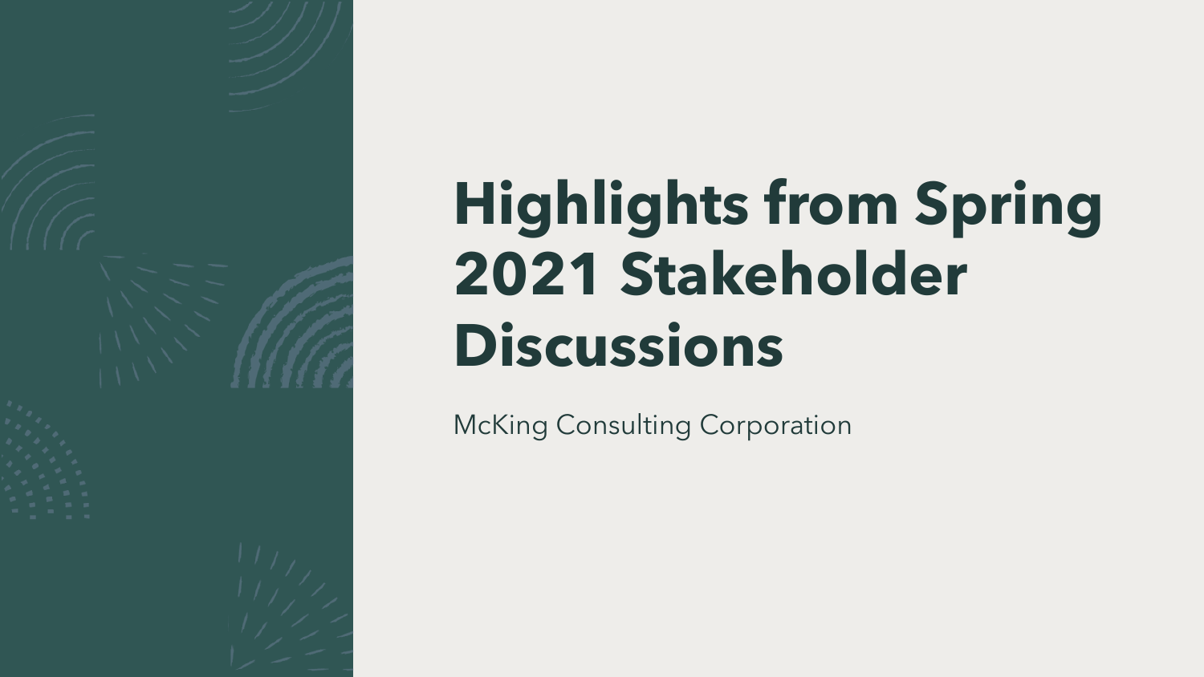# Highlights from Spring 2021 Stakeholder Discussions

McKing Consulting Corporation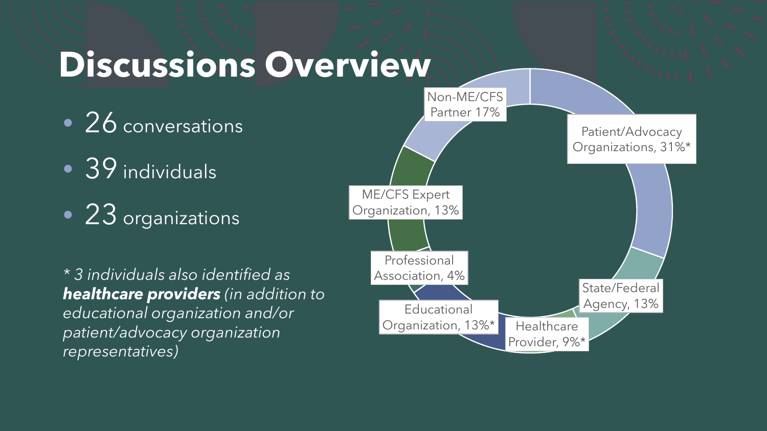# Discussions Overview

- 26 conversations
- 39 individuals
- 23 organizations

*\* 3 individuals also identified as **healthcare providers** (in addition to educational organization and/or patient/advocacy organization representatives)*

| Category | Percentage |
| --- | --- |
| Patient/Advocacy Organizations | 31%* |
| State/Federal Agency | 13% |
| Healthcare Provider | 9%* |
| Educational Organization | 13%* |
| Professional Association | 4% |
| ME/CFS Expert Organization | 13% |
| Non-ME/CFS Partner | 17% |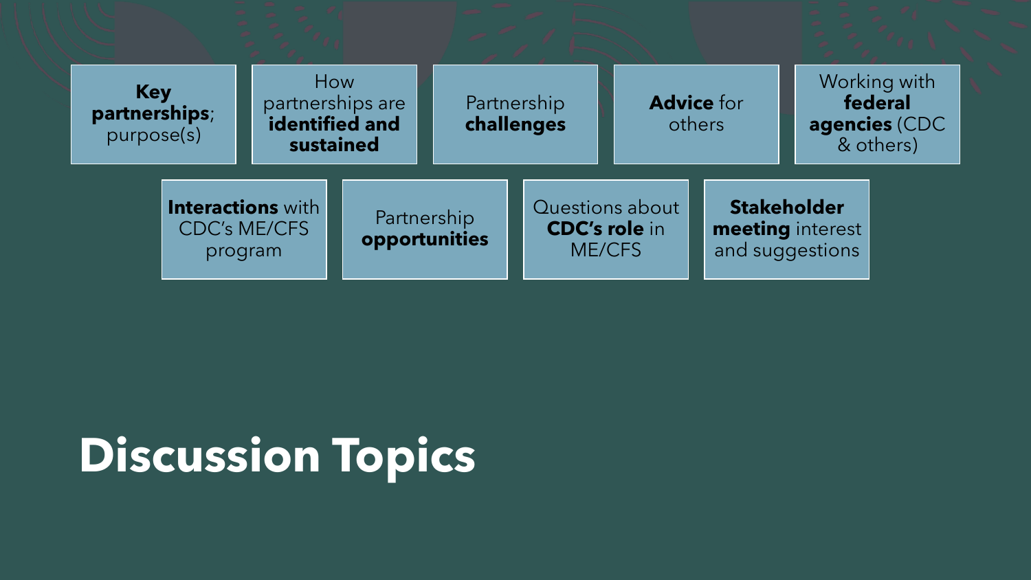# Discussion Topics

- **Key partnerships**; purpose(s)
- How partnerships are **identified and sustained**
- Partnership **challenges**
- **Advice** for others
- Working with **federal agencies** (CDC & others)
- **Interactions** with CDC's ME/CFS program
- Partnership **opportunities**
- Questions about **CDC's role** in ME/CFS
- **Stakeholder meeting** interest and suggestions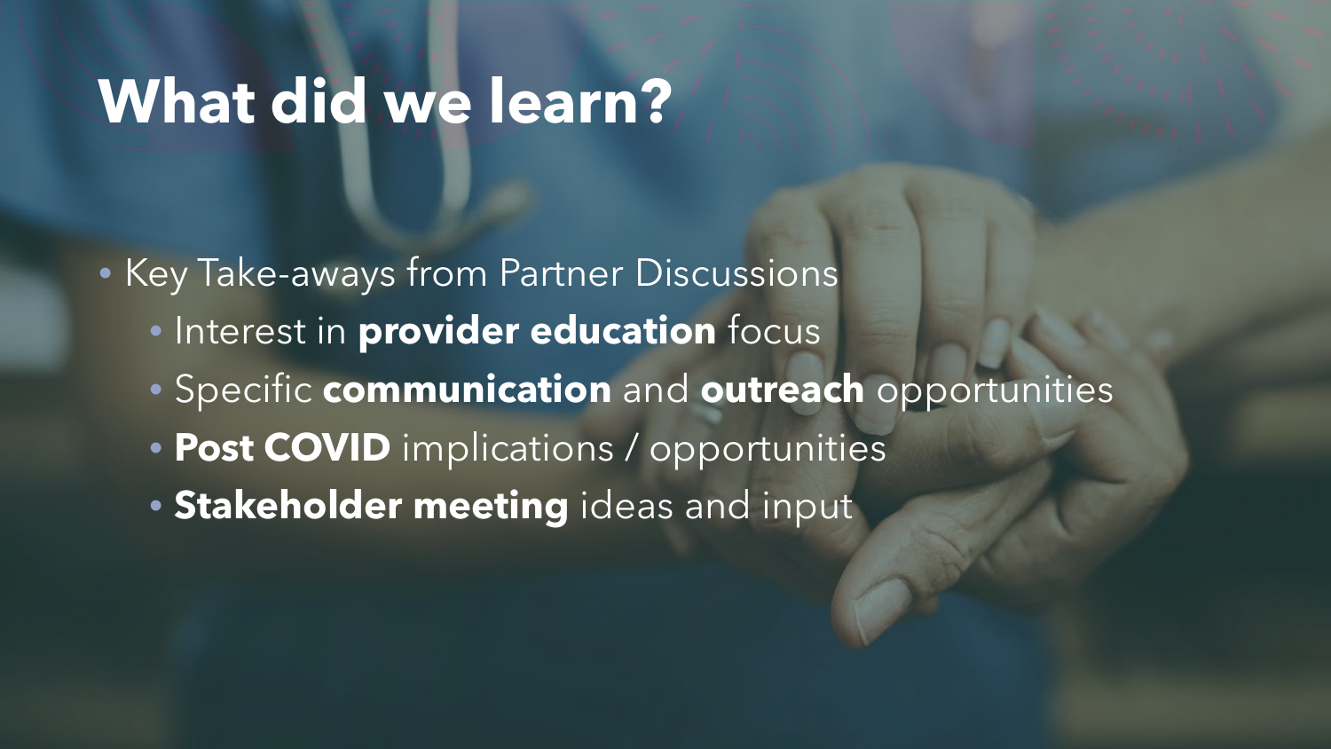# What did we learn?

- Key Take-aways from Partner Discussions
  - Interest in **provider education** focus
  - Specific **communication** and **outreach** opportunities
  - **Post COVID** implications / opportunities
  - **Stakeholder meeting** ideas and input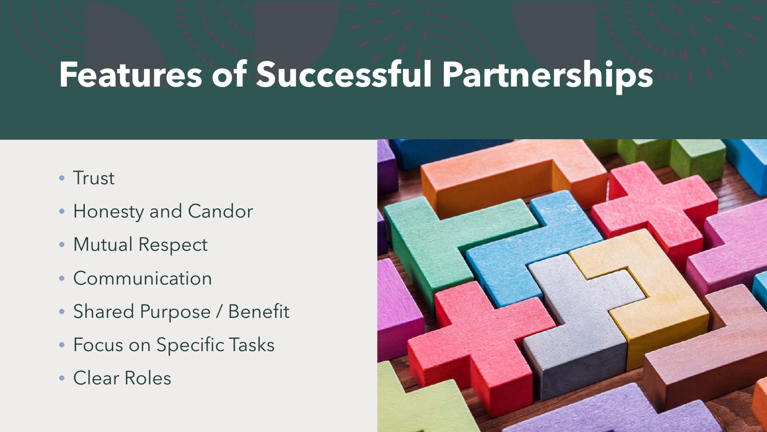# Features of Successful Partnerships

- Trust
- Honesty and Candor
- Mutual Respect
- Communication
- Shared Purpose / Benefit
- Focus on Specific Tasks
- Clear Roles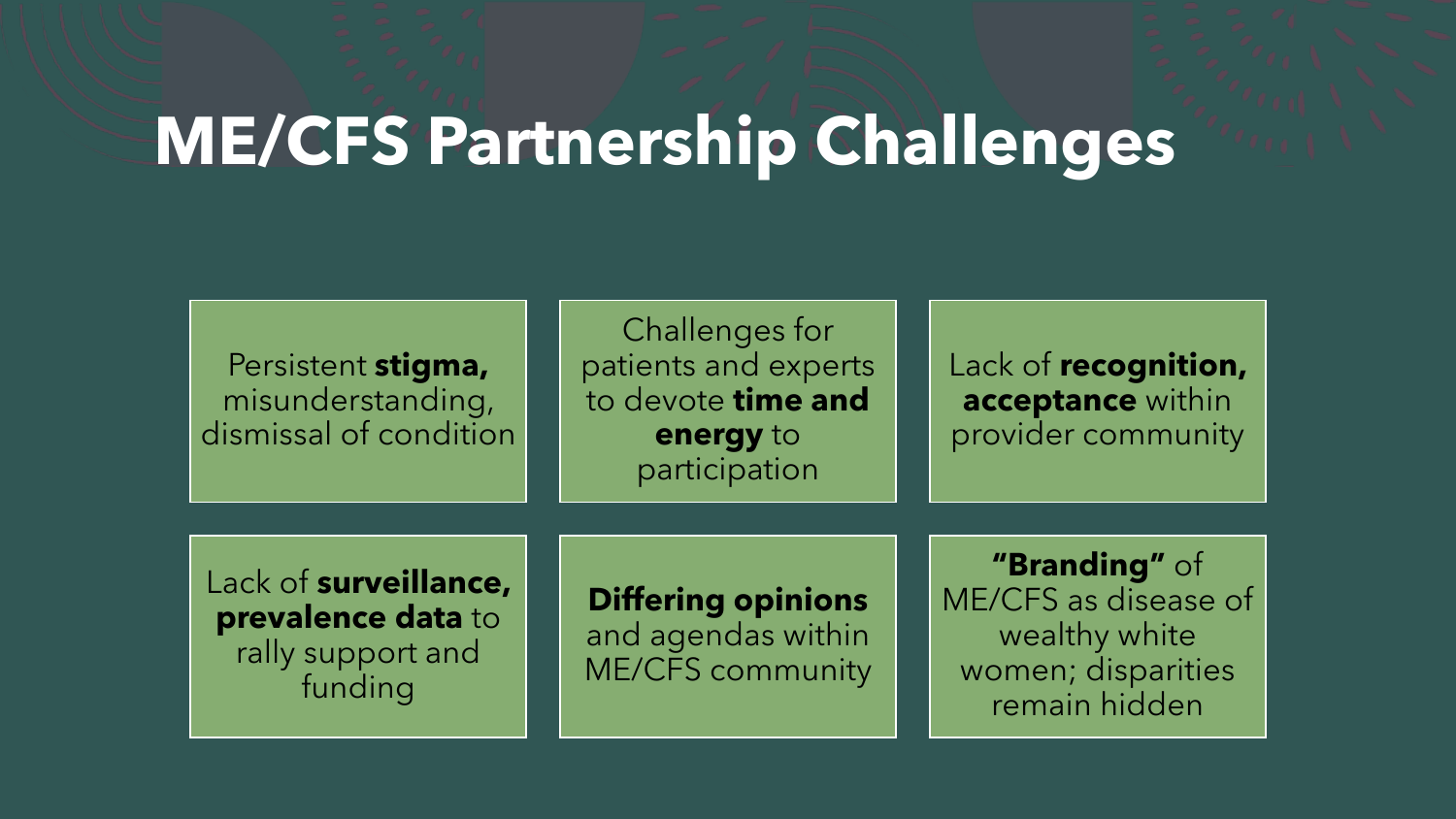# ME/CFS Partnership Challenges

- Persistent **stigma,** misunderstanding, dismissal of condition
- Challenges for patients and experts to devote **time and energy** to participation
- Lack of **recognition, acceptance** within provider community
- Lack of **surveillance, prevalence data** to rally support and funding
- **Differing opinions** and agendas within ME/CFS community
- **"Branding"** of ME/CFS as disease of wealthy white women; disparities remain hidden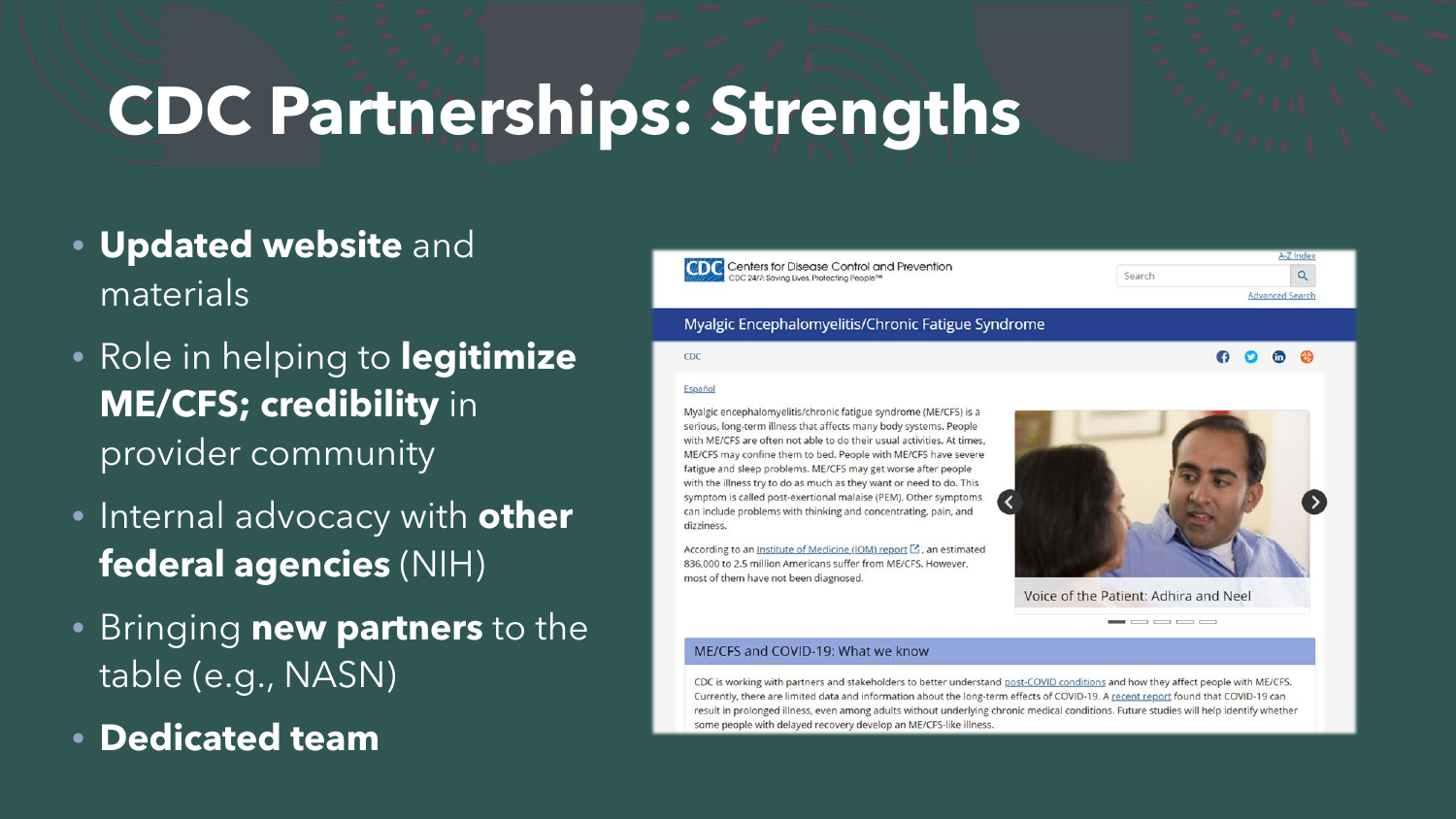# CDC Partnerships: Strengths

- **Updated website** and materials
- Role in helping to **legitimize ME/CFS; credibility** in provider community
- Internal advocacy with **other federal agencies** (NIH)
- Bringing **new partners** to the table (e.g., NASN)
- **Dedicated team**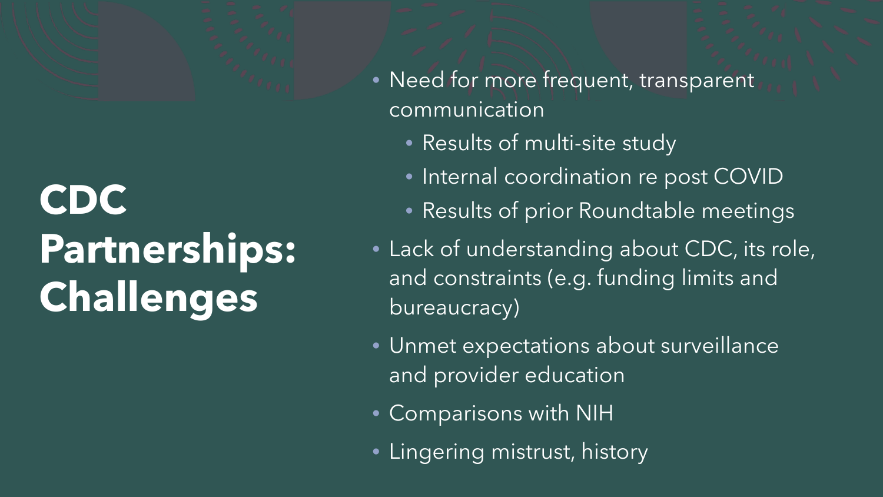# CDC Partnerships: Challenges

- Need for more frequent, transparent communication
  - Results of multi-site study
  - Internal coordination re post COVID
  - Results of prior Roundtable meetings
- Lack of understanding about CDC, its role, and constraints (e.g. funding limits and bureaucracy)
- Unmet expectations about surveillance and provider education
- Comparisons with NIH
- Lingering mistrust, history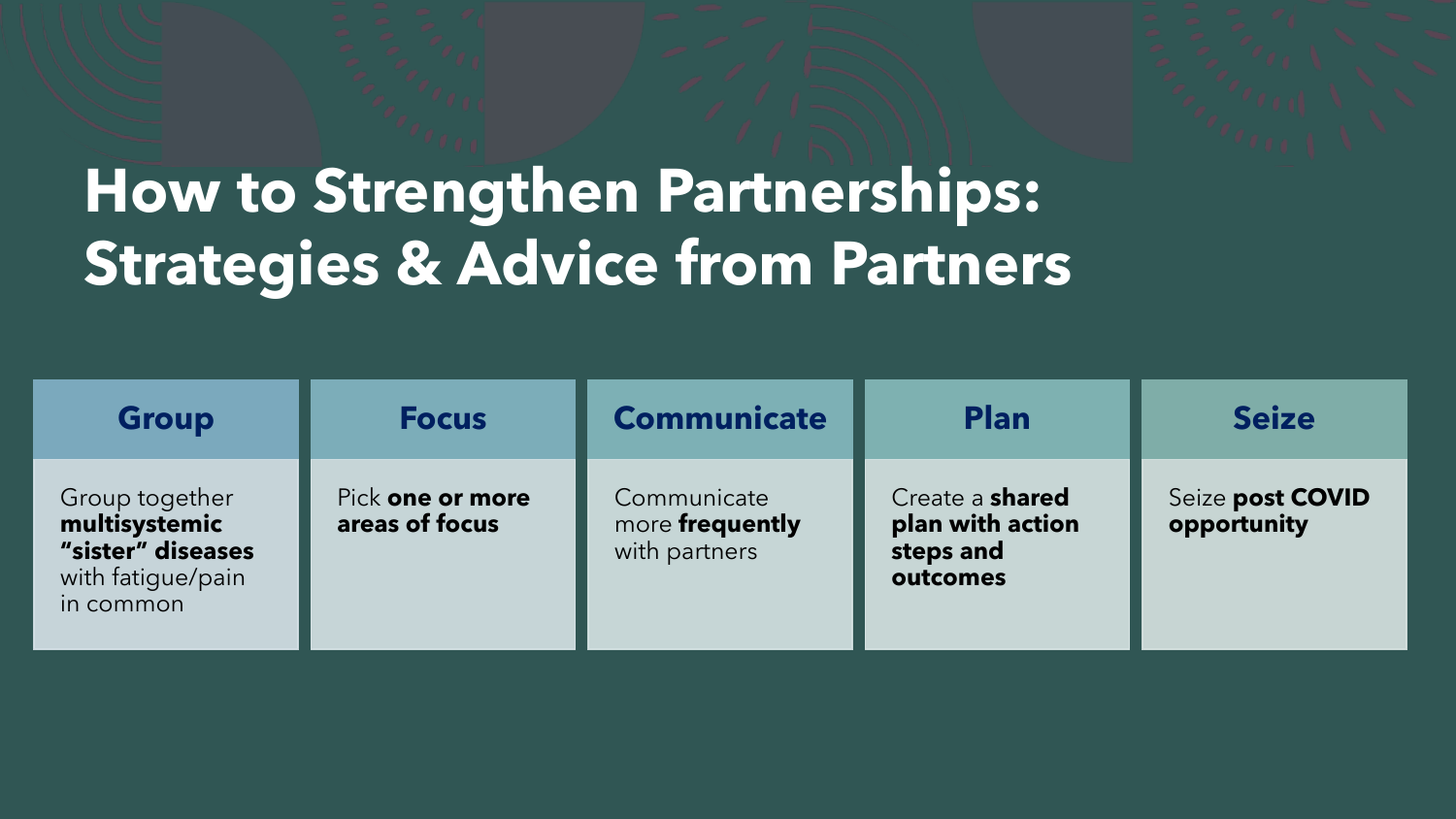# How to Strengthen Partnerships: Strategies & Advice from Partners

| Group | Focus | Communicate | Plan | Seize |
| --- | --- | --- | --- | --- |
| Group together **multisystemic "sister" diseases** with fatigue/pain in common | Pick **one or more areas of focus** | Communicate more **frequently** with partners | Create a **shared plan with action steps and outcomes** | Seize **post COVID opportunity** |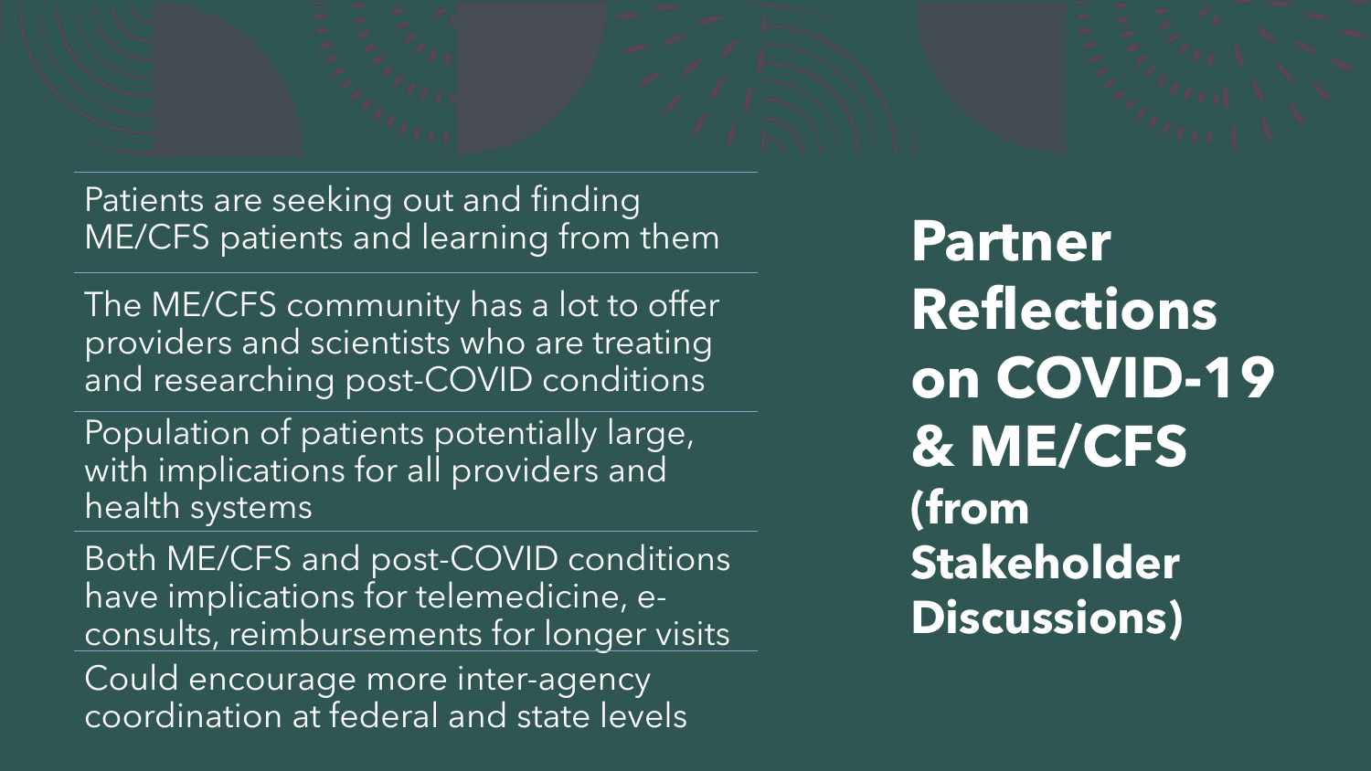# Partner Reflections on COVID-19 & ME/CFS (from Stakeholder Discussions)

- Patients are seeking out and finding ME/CFS patients and learning from them
- The ME/CFS community has a lot to offer providers and scientists who are treating and researching post-COVID conditions
- Population of patients potentially large, with implications for all providers and health systems
- Both ME/CFS and post-COVID conditions have implications for telemedicine, e-consults, reimbursements for longer visits
- Could encourage more inter-agency coordination at federal and state levels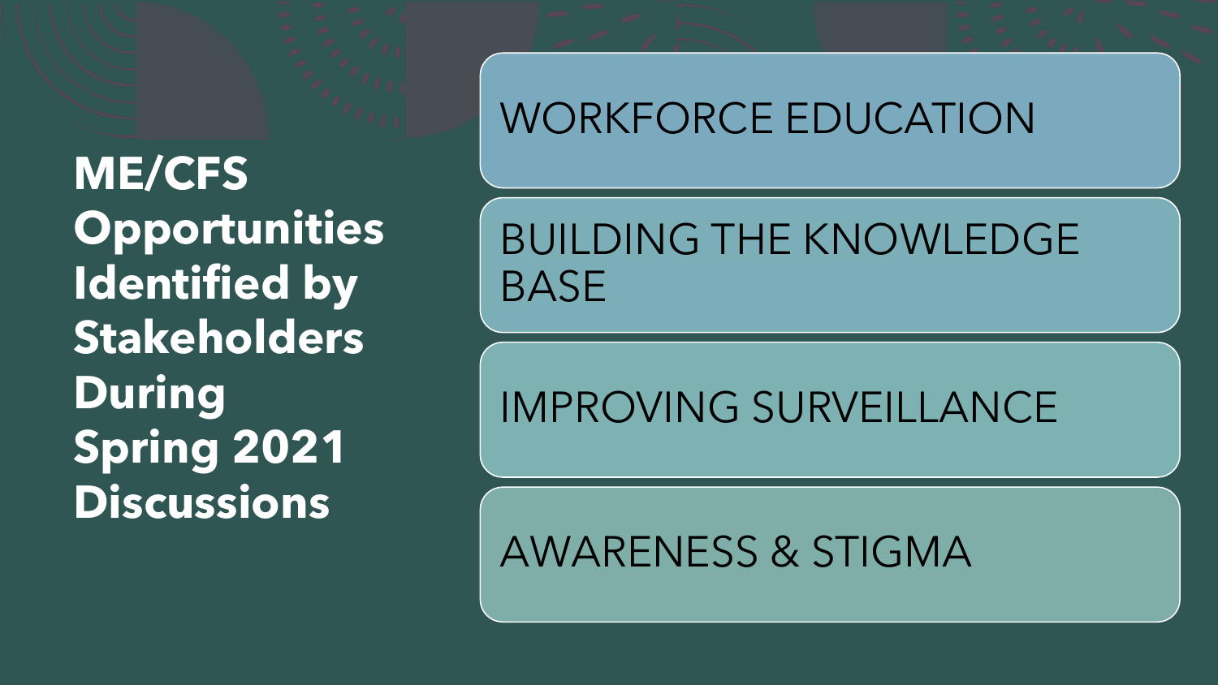# ME/CFS Opportunities Identified by Stakeholders During Spring 2021 Discussions

- WORKFORCE EDUCATION
- BUILDING THE KNOWLEDGE BASE
- IMPROVING SURVEILLANCE
- AWARENESS & STIGMA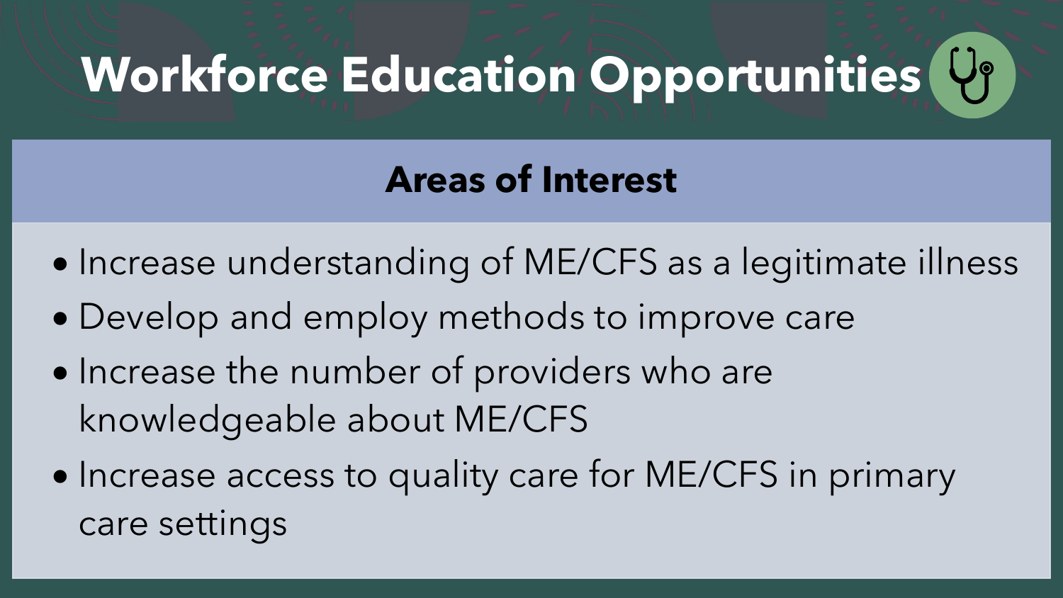# Workforce Education Opportunities

## Areas of Interest

- Increase understanding of ME/CFS as a legitimate illness
- Develop and employ methods to improve care
- Increase the number of providers who are knowledgeable about ME/CFS
- Increase access to quality care for ME/CFS in primary care settings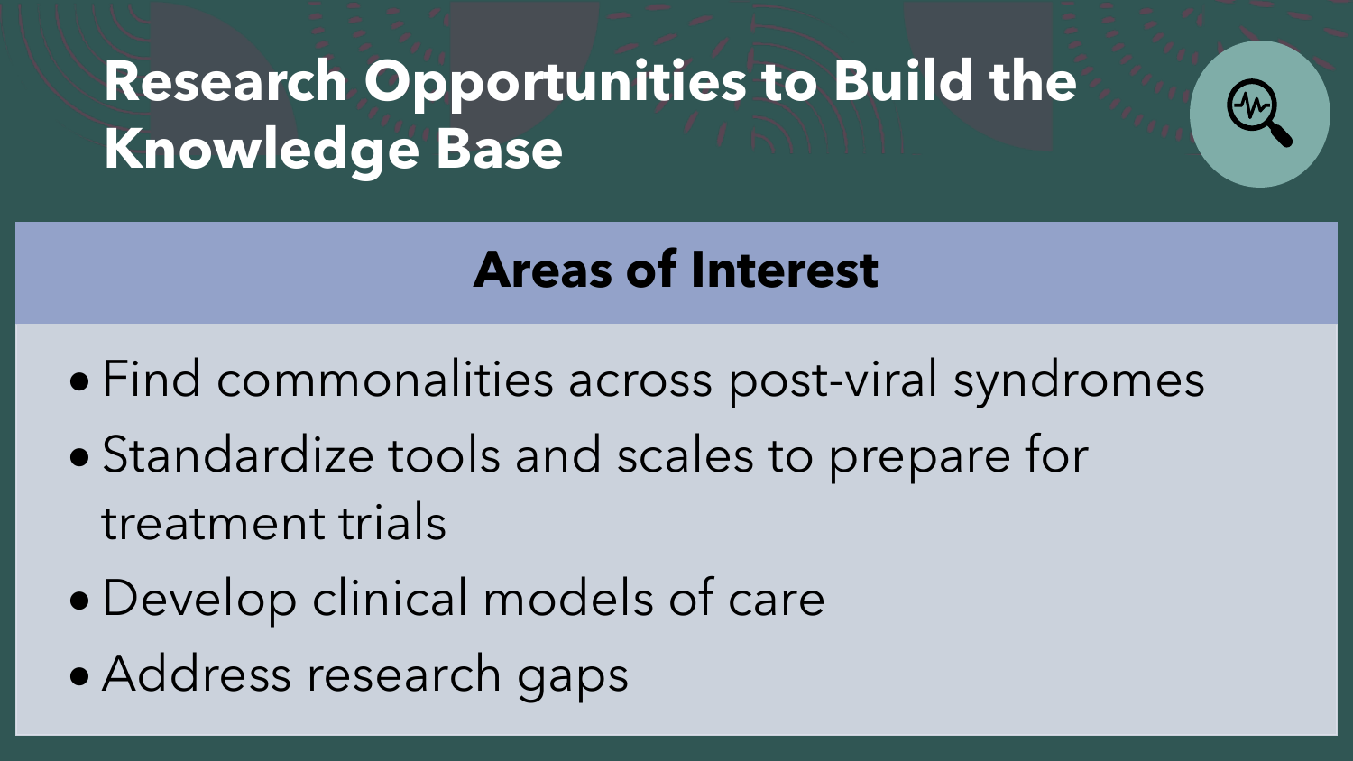# Research Opportunities to Build the Knowledge Base

## Areas of Interest

- Find commonalities across post-viral syndromes
- Standardize tools and scales to prepare for treatment trials
- Develop clinical models of care
- Address research gaps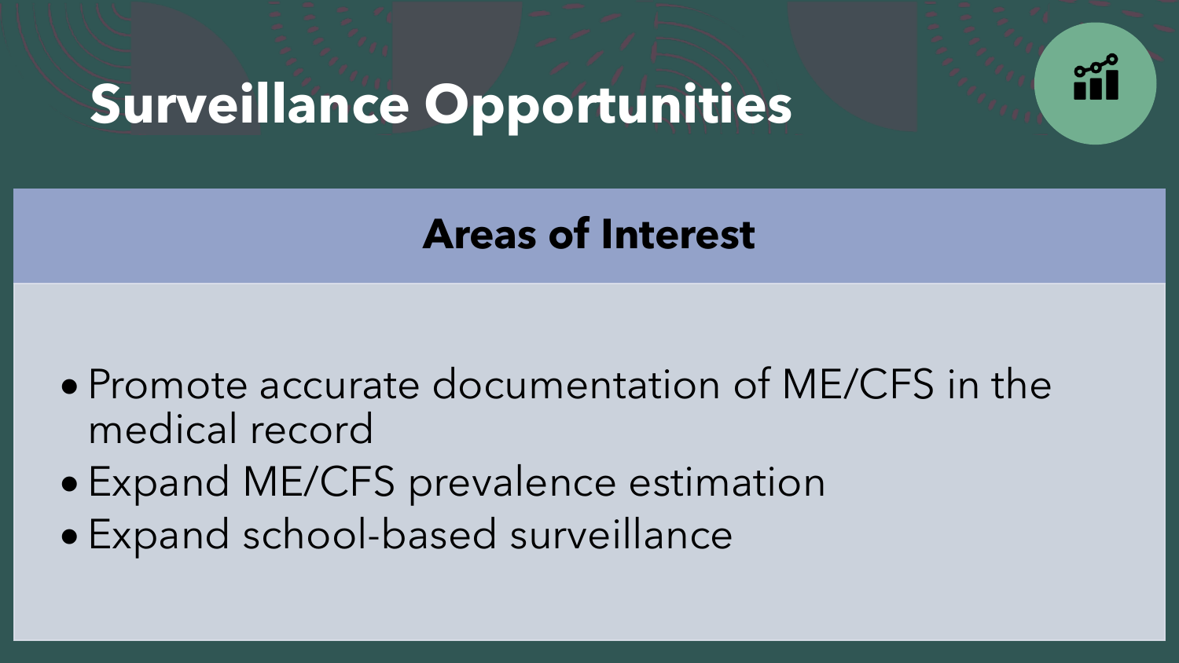# Surveillance Opportunities

## Areas of Interest

- Promote accurate documentation of ME/CFS in the medical record
- Expand ME/CFS prevalence estimation
- Expand school-based surveillance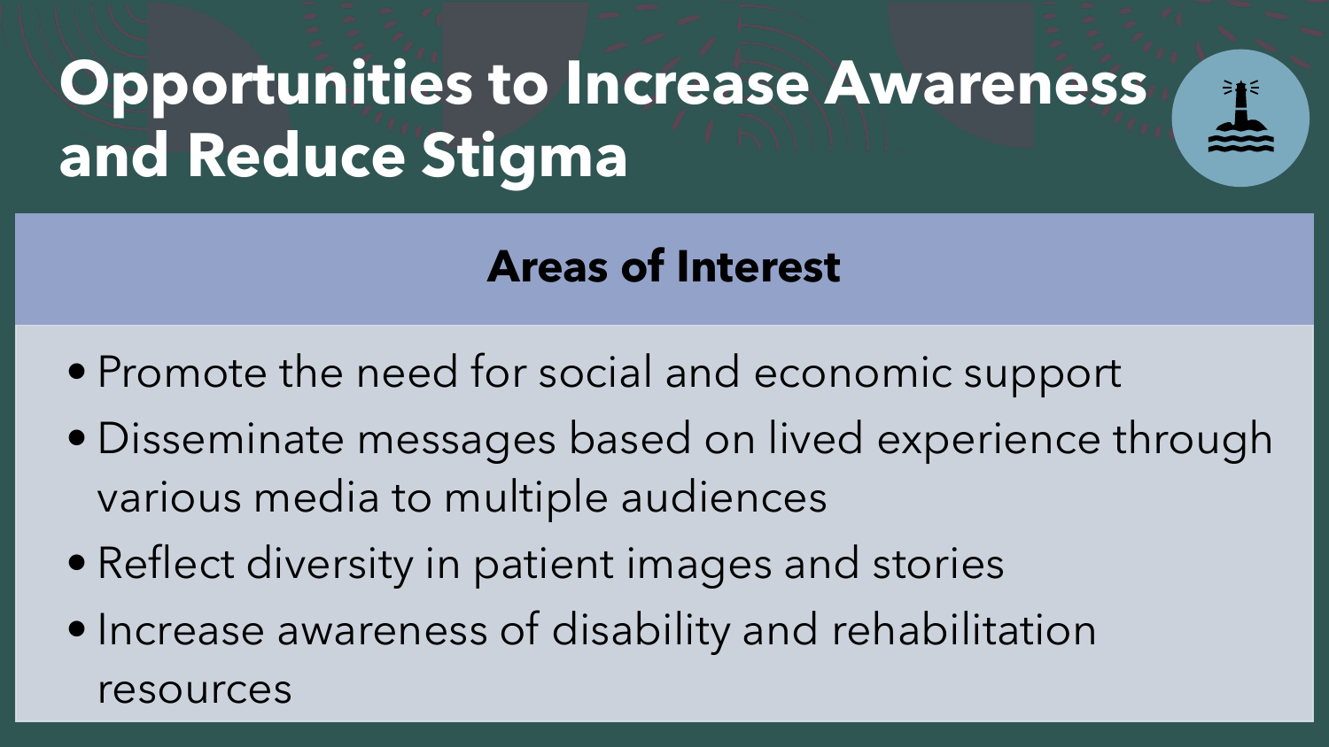# Opportunities to Increase Awareness and Reduce Stigma

## Areas of Interest

- Promote the need for social and economic support
- Disseminate messages based on lived experience through various media to multiple audiences
- Reflect diversity in patient images and stories
- Increase awareness of disability and rehabilitation resources